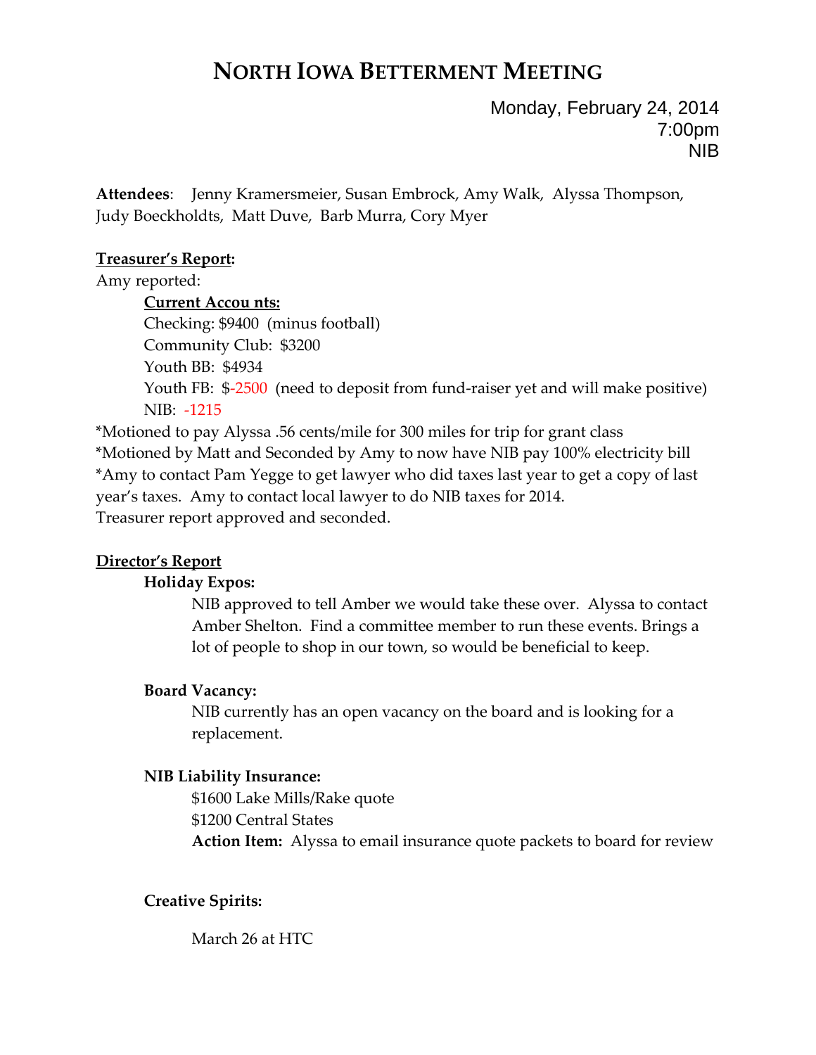# NORTH IOWA BETTERMENT MEETING

Monday, February 24, 2014
7:00pm
NIB

**Attendees**: Jenny Kramersmeier, Susan Embrock, Amy Walk, Alyssa Thompson, Judy Boeckholdts, Matt Duve, Barb Murra, Cory Myer

**Treasurer's Report:**

Amy reported:

**Current Accou nts:**

Checking: $9400 (minus football)
Community Club: $3200
Youth BB: $4934
Youth FB: $-2500 (need to deposit from fund-raiser yet and will make positive)
NIB: -1215

*Motioned to pay Alyssa .56 cents/mile for 300 miles for trip for grant class
*Motioned by Matt and Seconded by Amy to now have NIB pay 100% electricity bill
*Amy to contact Pam Yegge to get lawyer who did taxes last year to get a copy of last year's taxes. Amy to contact local lawyer to do NIB taxes for 2014.
Treasurer report approved and seconded.

**Director's Report**

**Holiday Expos:**

NIB approved to tell Amber we would take these over. Alyssa to contact Amber Shelton. Find a committee member to run these events. Brings a lot of people to shop in our town, so would be beneficial to keep.

**Board Vacancy:**

NIB currently has an open vacancy on the board and is looking for a replacement.

**NIB Liability Insurance:**

$1600 Lake Mills/Rake quote
$1200 Central States
**Action Item:** Alyssa to email insurance quote packets to board for review

**Creative Spirits:**

March 26 at HTC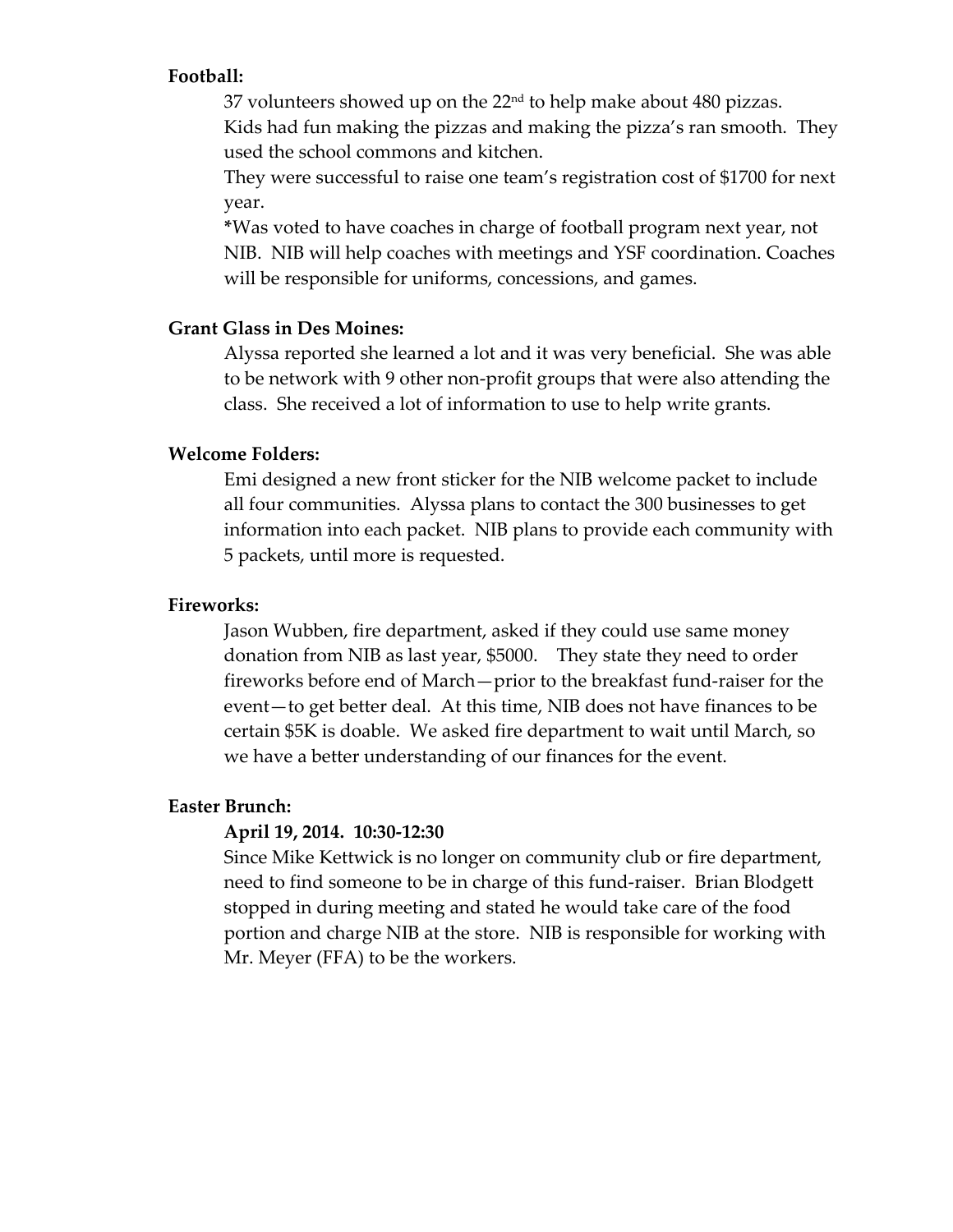**Football:**

37 volunteers showed up on the 22nd to help make about 480 pizzas. Kids had fun making the pizzas and making the pizza's ran smooth. They used the school commons and kitchen.

They were successful to raise one team's registration cost of $1700 for next year.

*Was voted to have coaches in charge of football program next year, not NIB. NIB will help coaches with meetings and YSF coordination. Coaches will be responsible for uniforms, concessions, and games.

**Grant Glass in Des Moines:**

Alyssa reported she learned a lot and it was very beneficial. She was able to be network with 9 other non-profit groups that were also attending the class. She received a lot of information to use to help write grants.

**Welcome Folders:**

Emi designed a new front sticker for the NIB welcome packet to include all four communities. Alyssa plans to contact the 300 businesses to get information into each packet. NIB plans to provide each community with 5 packets, until more is requested.

**Fireworks:**

Jason Wubben, fire department, asked if they could use same money donation from NIB as last year, $5000. They state they need to order fireworks before end of March—prior to the breakfast fund-raiser for the event—to get better deal. At this time, NIB does not have finances to be certain $5K is doable. We asked fire department to wait until March, so we have a better understanding of our finances for the event.

**Easter Brunch:**

**April 19, 2014. 10:30-12:30**

Since Mike Kettwick is no longer on community club or fire department, need to find someone to be in charge of this fund-raiser. Brian Blodgett stopped in during meeting and stated he would take care of the food portion and charge NIB at the store. NIB is responsible for working with Mr. Meyer (FFA) to be the workers.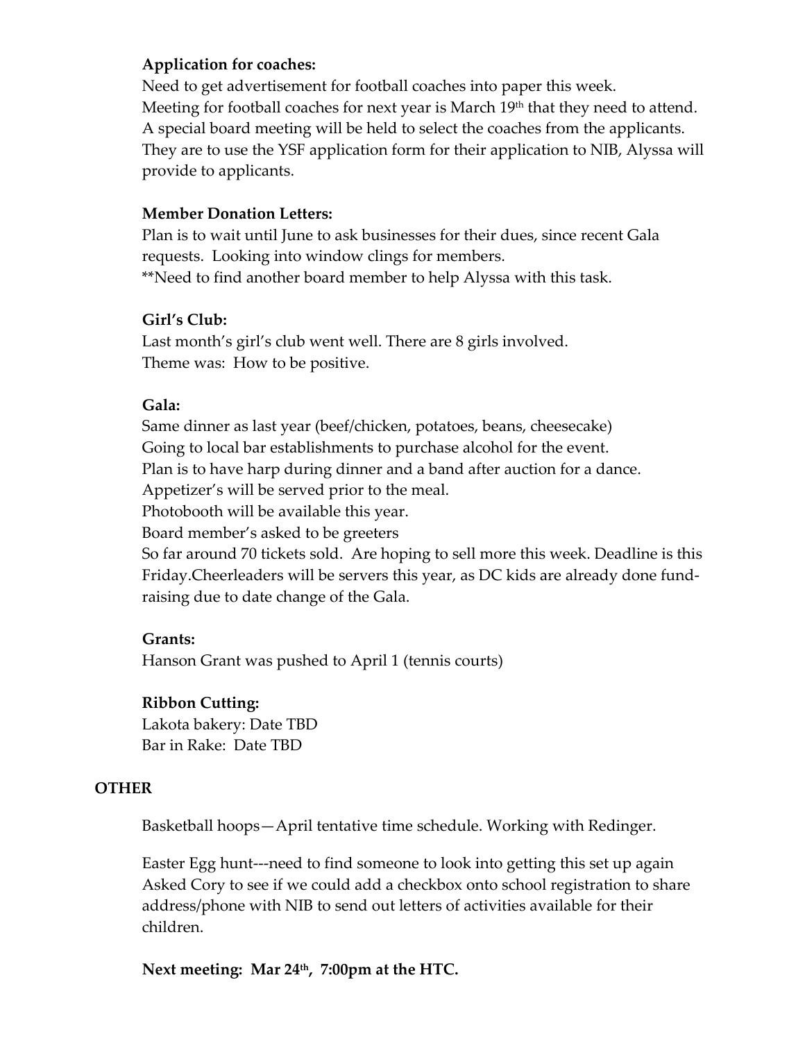**Application for coaches:**

Need to get advertisement for football coaches into paper this week.
Meeting for football coaches for next year is March 19th that they need to attend.
A special board meeting will be held to select the coaches from the applicants.
They are to use the YSF application form for their application to NIB, Alyssa will provide to applicants.

**Member Donation Letters:**

Plan is to wait until June to ask businesses for their dues, since recent Gala requests. Looking into window clings for members.
**Need to find another board member to help Alyssa with this task.

**Girl's Club:**

Last month's girl's club went well. There are 8 girls involved.
Theme was: How to be positive.

**Gala:**

Same dinner as last year (beef/chicken, potatoes, beans, cheesecake)
Going to local bar establishments to purchase alcohol for the event.
Plan is to have harp during dinner and a band after auction for a dance.
Appetizer's will be served prior to the meal.
Photobooth will be available this year.
Board member's asked to be greeters
So far around 70 tickets sold. Are hoping to sell more this week. Deadline is this Friday.Cheerleaders will be servers this year, as DC kids are already done fund-raising due to date change of the Gala.

**Grants:**

Hanson Grant was pushed to April 1 (tennis courts)

**Ribbon Cutting:**

Lakota bakery: Date TBD
Bar in Rake: Date TBD

## OTHER

Basketball hoops—April tentative time schedule. Working with Redinger.

Easter Egg hunt---need to find someone to look into getting this set up again
Asked Cory to see if we could add a checkbox onto school registration to share address/phone with NIB to send out letters of activities available for their children.

**Next meeting: Mar 24th, 7:00pm at the HTC.**